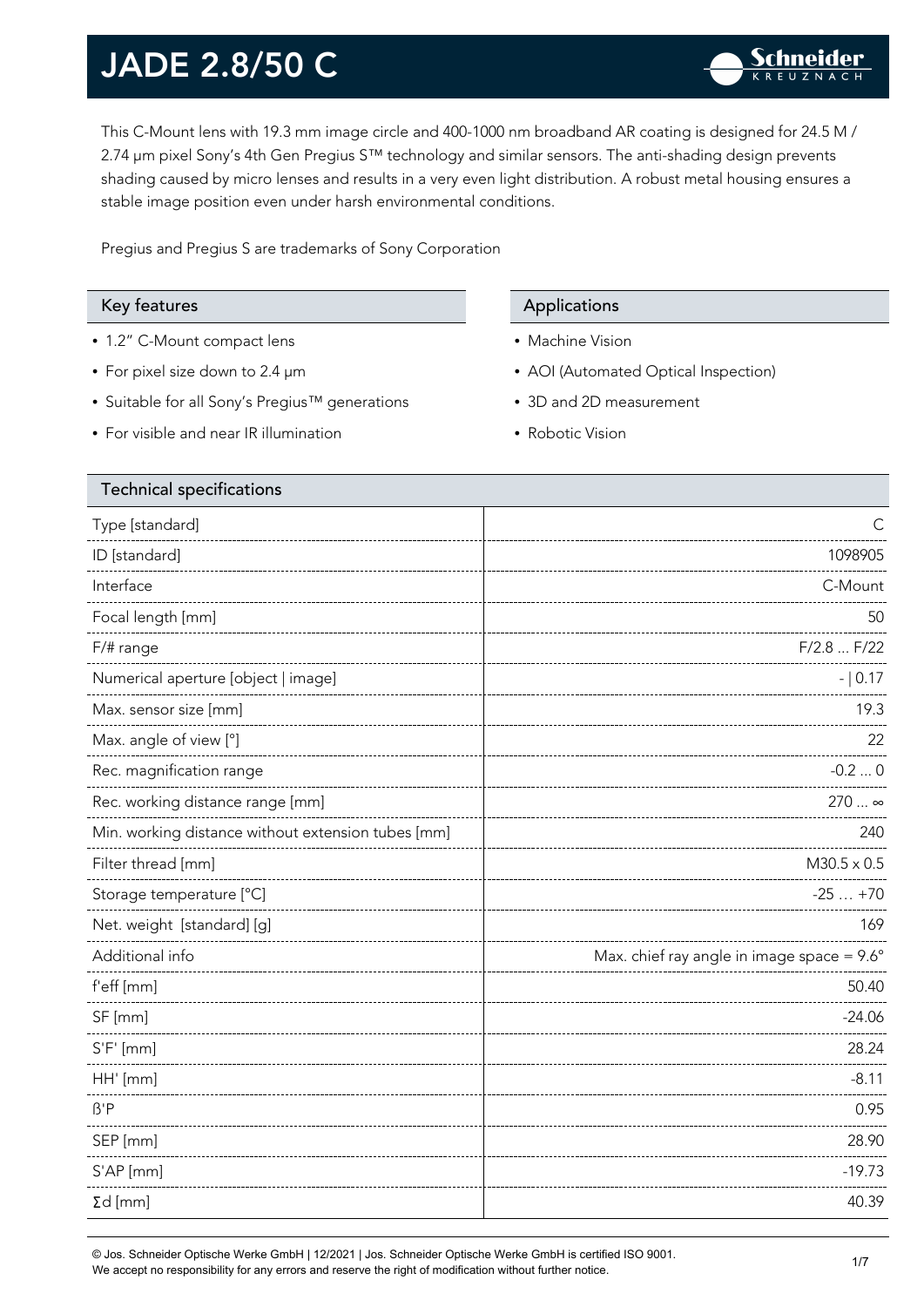# JADE 2.8/50 C

This C-Mount lens with 19.3 mm image circle and 400-1000 nm broadband AR coating is designed for 24.5 M / 2.74 µm pixel Sony's 4th Gen Pregius S™ technology and similar sensors. The anti-shading design prevents shading caused by micro lenses and results in a very even light distribution. A robust metal housing ensures a stable image position even under harsh environmental conditions.

Pregius and Pregius S are trademarks of Sony Corporation

## Key features

- 1.2" C-Mount compact lens
- For pixel size down to 2.4 µm
- Suitable for all Sony's Pregius™ generations
- For visible and near IR illumination

## Applications

- Machine Vision
- AOI (Automated Optical Inspection)
- 3D and 2D measurement
- Robotic Vision

## Technical specifications

| Parameter | Value |
|---|---|
| Type [standard] | C |
| ID [standard] | 1098905 |
| Interface | C-Mount |
| Focal length [mm] | 50 |
| F/# range | F/2.8 ... F/22 |
| Numerical aperture [object \| image] | - \| 0.17 |
| Max. sensor size [mm] | 19.3 |
| Max. angle of view [°] | 22 |
| Rec. magnification range | -0.2 ... 0 |
| Rec. working distance range [mm] | 270 ... ∞ |
| Min. working distance without extension tubes [mm] | 240 |
| Filter thread [mm] | M30.5 x 0.5 |
| Storage temperature [°C] | -25 … +70 |
| Net. weight [standard] [g] | 169 |
| Additional info | Max. chief ray angle in image space = 9.6° |
| f'eff [mm] | 50.40 |
| SF [mm] | -24.06 |
| S'F' [mm] | 28.24 |
| HH' [mm] | -8.11 |
| ß'P | 0.95 |
| SEP [mm] | 28.90 |
| S'AP [mm] | -19.73 |
| Σd [mm] | 40.39 |

© Jos. Schneider Optische Werke GmbH | 12/2021 | Jos. Schneider Optische Werke GmbH is certified ISO 9001.
We accept no responsibility for any errors and reserve the right of modification without further notice.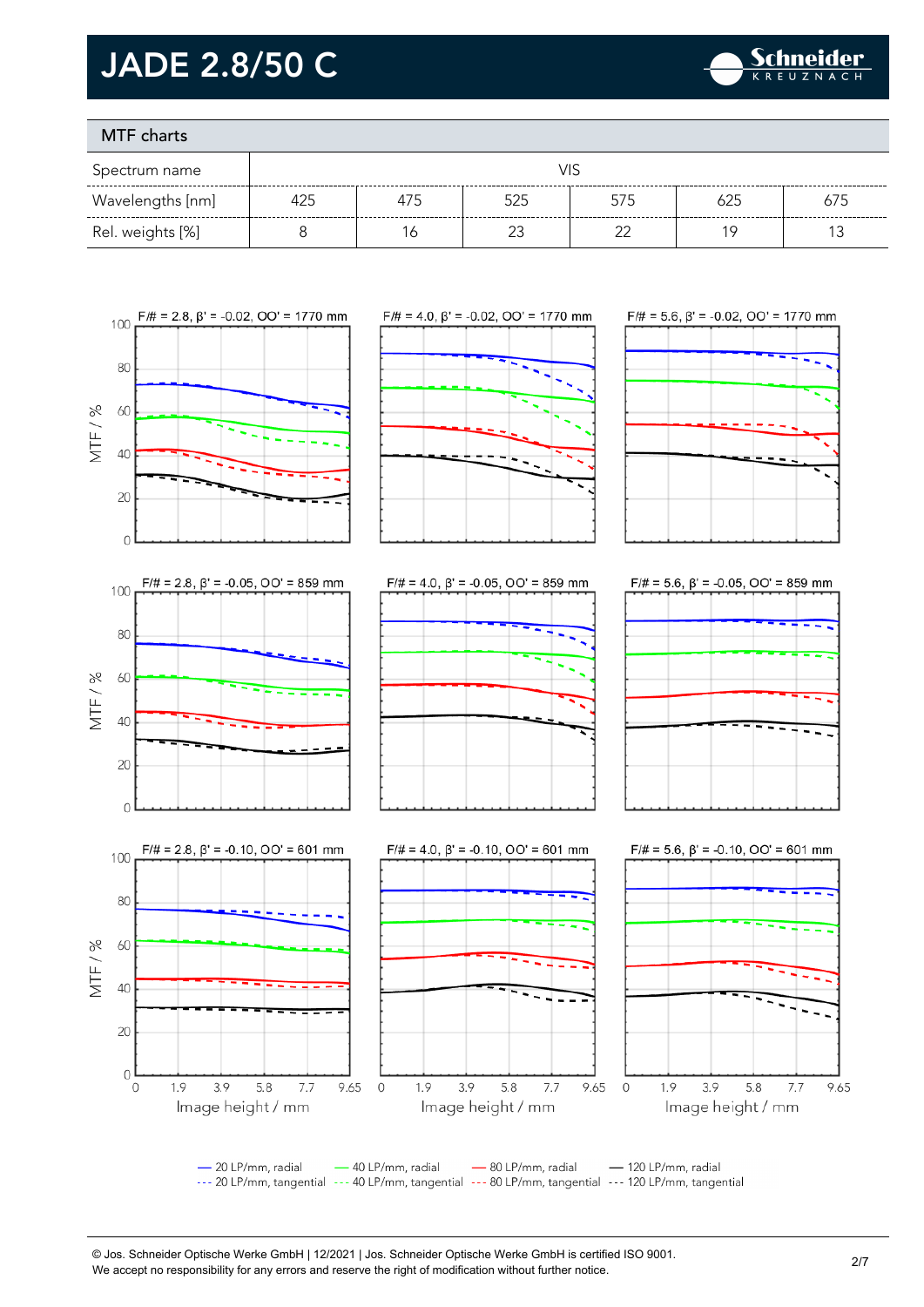# JADE 2.8/50 C

## MTF charts

| Spectrum name | VIS | | | | | |
|---|---|---|---|---|---|---|
| Wavelengths [nm] | 425 | 475 | 525 | 575 | 625 | 675 |
| Rel. weights [%] | 8 | 16 | 23 | 22 | 19 | 13 |

F/# = 2.8, β' = -0.02, OO' = 1770 mm

F/# = 4.0, β' = -0.02, OO' = 1770 mm

F/# = 5.6, β' = -0.02, OO' = 1770 mm

F/# = 2.8, β' = -0.05, OO' = 859 mm

F/# = 4.0, β' = -0.05, OO' = 859 mm

F/# = 5.6, β' = -0.05, OO' = 859 mm

F/# = 2.8, β' = -0.10, OO' = 601 mm

F/# = 4.0, β' = -0.10, OO' = 601 mm

F/# = 5.6, β' = -0.10, OO' = 601 mm

MTF / %

Image height / mm

— 20 LP/mm, radial
--- 20 LP/mm, tangential
— 40 LP/mm, radial
--- 40 LP/mm, tangential
— 80 LP/mm, radial
--- 80 LP/mm, tangential
— 120 LP/mm, radial
--- 120 LP/mm, tangential

© Jos. Schneider Optische Werke GmbH | 12/2021 | Jos. Schneider Optische Werke GmbH is certified ISO 9001.
We accept no responsibility for any errors and reserve the right of modification without further notice.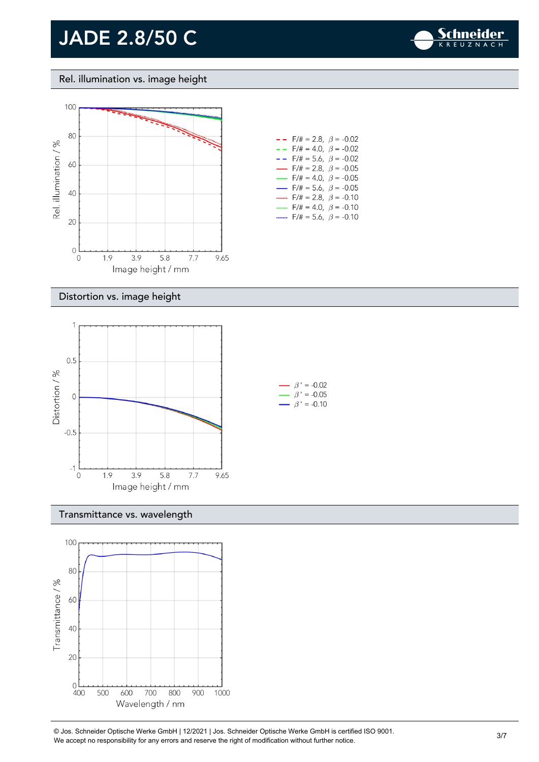## Rel. illumination vs. image height

Rel. illumination / %

Image height / mm

0, 1.9, 3.9, 5.8, 7.7, 9.65

- F/# = 2.8, $\beta$ = -0.02
- F/# = 4.0, $\beta$ = -0.02
- F/# = 5.6, $\beta$ = -0.02
- F/# = 2.8, $\beta$ = -0.05
- F/# = 4.0, $\beta$ = -0.05
- F/# = 5.6, $\beta$ = -0.05
- F/# = 2.8, $\beta$ = -0.10
- F/# = 4.0, $\beta$ = -0.10
- F/# = 5.6, $\beta$ = -0.10

## Distortion vs. image height

Distortion / %

Image height / mm

0, 1.9, 3.9, 5.8, 7.7, 9.65

- $\beta'$ = -0.02
- $\beta'$ = -0.05
- $\beta'$ = -0.10

## Transmittance vs. wavelength

Transmittance / %

Wavelength / nm

400, 500, 600, 700, 800, 900, 1000

© Jos. Schneider Optische Werke GmbH | 12/2021 | Jos. Schneider Optische Werke GmbH is certified ISO 9001.
We accept no responsibility for any errors and reserve the right of modification without further notice.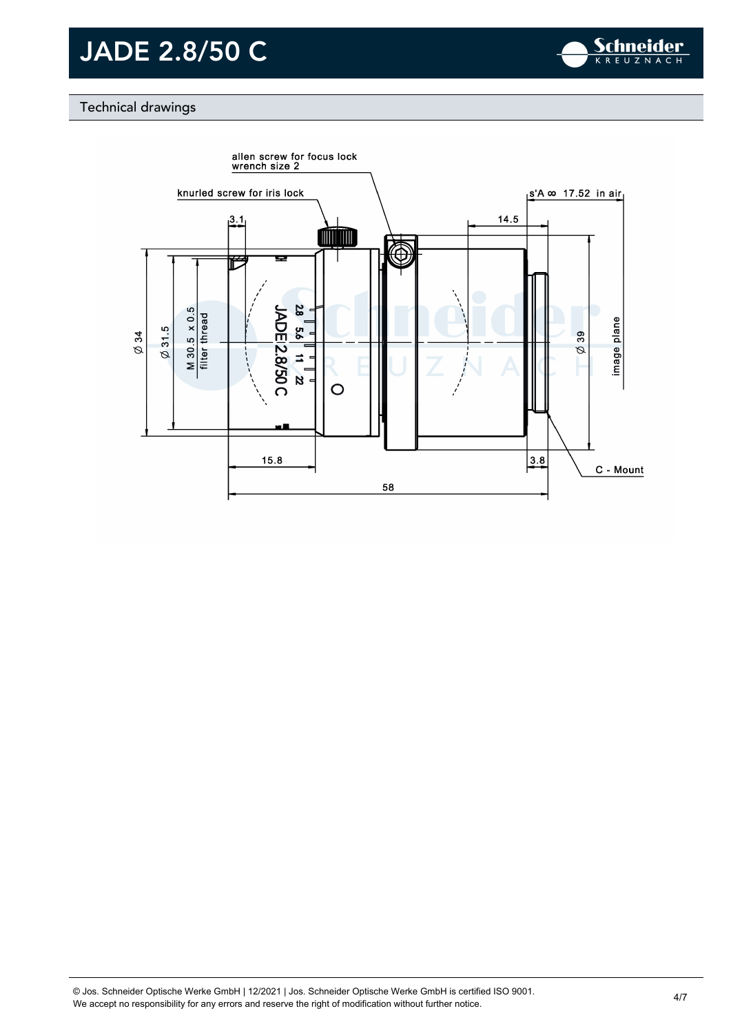# JADE 2.8/50 C

## Technical drawings

allen screw for focus lock
wrench size 2

knurled screw for iris lock

s'A ∞ 17.52 in air

3.1

14.5

Ø 34

Ø 31.5

M 30.5 x 0.5
filter thread

Ø 39

image plane

15.8

3.8

C - Mount

58

© Jos. Schneider Optische Werke GmbH | 12/2021 | Jos. Schneider Optische Werke GmbH is certified ISO 9001.
We accept no responsibility for any errors and reserve the right of modification without further notice.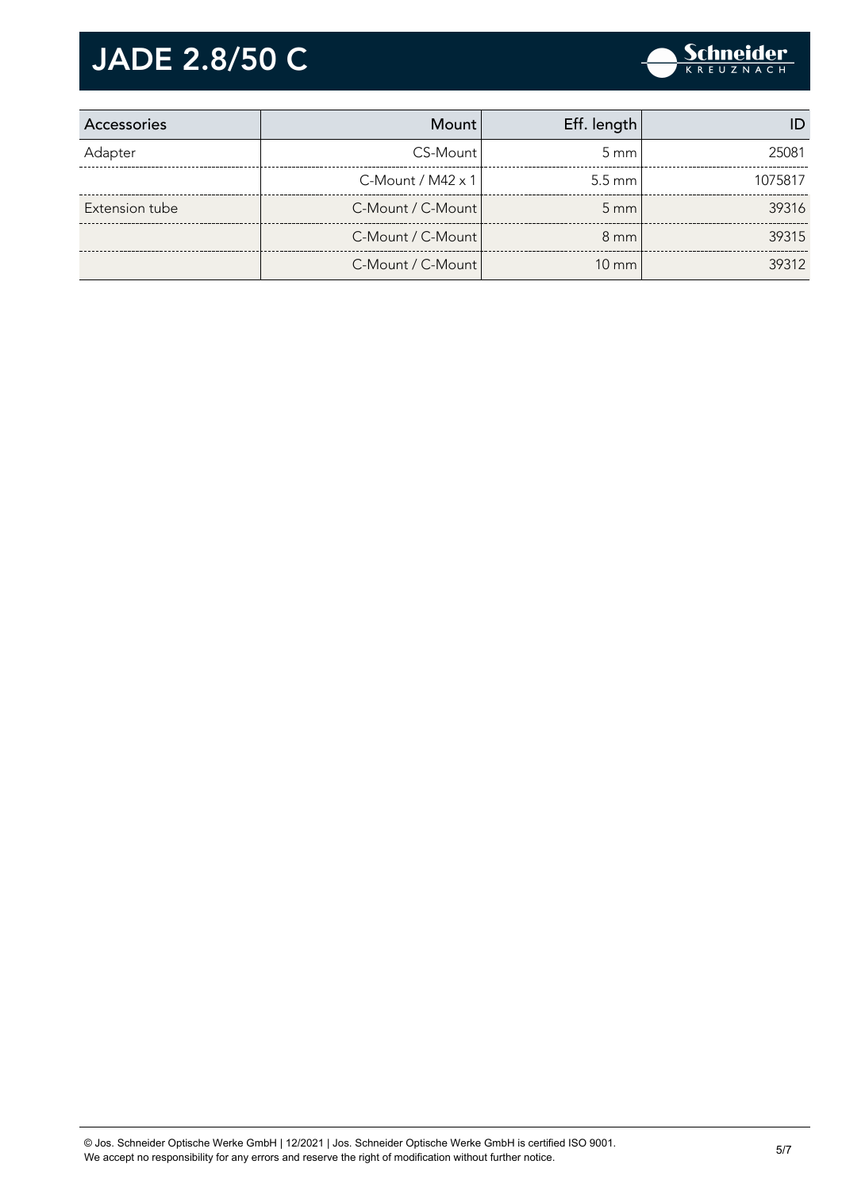| Accessories | Mount | Eff. length | ID |
|---|---|---|---|
| Adapter | CS-Mount | 5 mm | 25081 |
| | C-Mount / M42 x 1 | 5.5 mm | 1075817 |
| Extension tube | C-Mount / C-Mount | 5 mm | 39316 |
| | C-Mount / C-Mount | 8 mm | 39315 |
| | C-Mount / C-Mount | 10 mm | 39312 |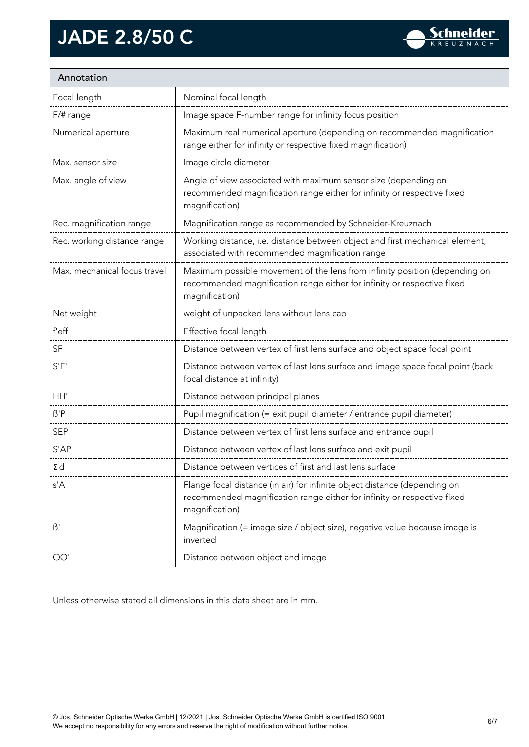# JADE 2.8/50 C

| Annotation | |
|---|---|
| Focal length | Nominal focal length |
| F/# range | Image space F-number range for infinity focus position |
| Numerical aperture | Maximum real numerical aperture (depending on recommended magnification range either for infinity or respective fixed magnification) |
| Max. sensor size | Image circle diameter |
| Max. angle of view | Angle of view associated with maximum sensor size (depending on recommended magnification range either for infinity or respective fixed magnification) |
| Rec. magnification range | Magnification range as recommended by Schneider-Kreuznach |
| Rec. working distance range | Working distance, i.e. distance between object and first mechanical element, associated with recommended magnification range |
| Max. mechanical focus travel | Maximum possible movement of the lens from infinity position (depending on recommended magnification range either for infinity or respective fixed magnification) |
| Net weight | weight of unpacked lens without lens cap |
| f'eff | Effective focal length |
| SF | Distance between vertex of first lens surface and object space focal point |
| S'F' | Distance between vertex of last lens surface and image space focal point (back focal distance at infinity) |
| HH' | Distance between principal planes |
| ß'P | Pupil magnification (= exit pupil diameter / entrance pupil diameter) |
| SEP | Distance between vertex of first lens surface and entrance pupil |
| S'AP | Distance between vertex of last lens surface and exit pupil |
| Σd | Distance between vertices of first and last lens surface |
| s'A | Flange focal distance (in air) for infinite object distance (depending on recommended magnification range either for infinity or respective fixed magnification) |
| ß' | Magnification (= image size / object size), negative value because image is inverted |
| OO' | Distance between object and image |

Unless otherwise stated all dimensions in this data sheet are in mm.

© Jos. Schneider Optische Werke GmbH | 12/2021 | Jos. Schneider Optische Werke GmbH is certified ISO 9001.
We accept no responsibility for any errors and reserve the right of modification without further notice.